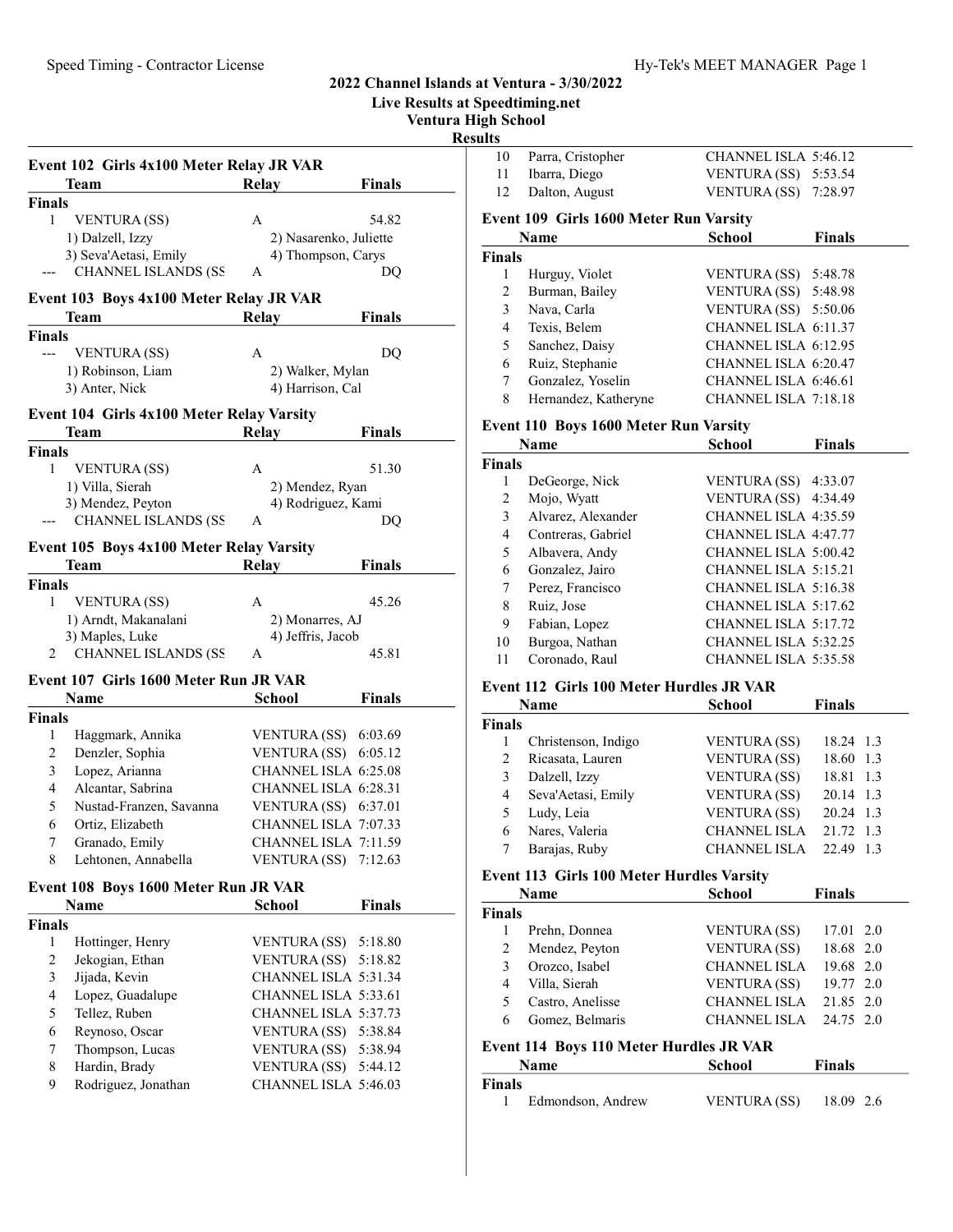# 2022 Channel Islands at Ventura - 3/30/2022

**Live Results at Speedtiming.net**

**Ventura High School**

**Results**

## Event 102 Girls 4x100 Meter Relay JR VAR

| | Team | Relay | Finals |
|---|---|---|---|
| **Finals** | | | |
| 1 | VENTURA (SS) | A | 54.82 |
| | 1) Dalzell, Izzy | 2) Nasarenko, Juliette | |
| | 3) Seva'Aetasi, Emily | 4) Thompson, Carys | |
| --- | CHANNEL ISLANDS (SS | A | DQ |

## Event 103 Boys 4x100 Meter Relay JR VAR

| | Team | Relay | Finals |
|---|---|---|---|
| **Finals** | | | |
| --- | VENTURA (SS) | A | DQ |
| | 1) Robinson, Liam | 2) Walker, Mylan | |
| | 3) Anter, Nick | 4) Harrison, Cal | |

## Event 104 Girls 4x100 Meter Relay Varsity

| | Team | Relay | Finals |
|---|---|---|---|
| **Finals** | | | |
| 1 | VENTURA (SS) | A | 51.30 |
| | 1) Villa, Sierah | 2) Mendez, Ryan | |
| | 3) Mendez, Peyton | 4) Rodriguez, Kami | |
| --- | CHANNEL ISLANDS (SS | A | DQ |

## Event 105 Boys 4x100 Meter Relay Varsity

| | Team | Relay | Finals |
|---|---|---|---|
| **Finals** | | | |
| 1 | VENTURA (SS) | A | 45.26 |
| | 1) Arndt, Makanalani | 2) Monarres, AJ | |
| | 3) Maples, Luke | 4) Jeffris, Jacob | |
| 2 | CHANNEL ISLANDS (SS | A | 45.81 |

## Event 107 Girls 1600 Meter Run JR VAR

| | Name | School | Finals |
|---|---|---|---|
| **Finals** | | | |
| 1 | Haggmark, Annika | VENTURA (SS) | 6:03.69 |
| 2 | Denzler, Sophia | VENTURA (SS) | 6:05.12 |
| 3 | Lopez, Arianna | CHANNEL ISLA | 6:25.08 |
| 4 | Alcantar, Sabrina | CHANNEL ISLA | 6:28.31 |
| 5 | Nustad-Franzen, Savanna | VENTURA (SS) | 6:37.01 |
| 6 | Ortiz, Elizabeth | CHANNEL ISLA | 7:07.33 |
| 7 | Granado, Emily | CHANNEL ISLA | 7:11.59 |
| 8 | Lehtonen, Annabella | VENTURA (SS) | 7:12.63 |

## Event 108 Boys 1600 Meter Run JR VAR

| | Name | School | Finals |
|---|---|---|---|
| **Finals** | | | |
| 1 | Hottinger, Henry | VENTURA (SS) | 5:18.80 |
| 2 | Jekogian, Ethan | VENTURA (SS) | 5:18.82 |
| 3 | Jijada, Kevin | CHANNEL ISLA | 5:31.34 |
| 4 | Lopez, Guadalupe | CHANNEL ISLA | 5:33.61 |
| 5 | Tellez, Ruben | CHANNEL ISLA | 5:37.73 |
| 6 | Reynoso, Oscar | VENTURA (SS) | 5:38.84 |
| 7 | Thompson, Lucas | VENTURA (SS) | 5:38.94 |
| 8 | Hardin, Brady | VENTURA (SS) | 5:44.12 |
| 9 | Rodriguez, Jonathan | CHANNEL ISLA | 5:46.03 |
| 10 | Parra, Cristopher | CHANNEL ISLA | 5:46.12 |
| 11 | Ibarra, Diego | VENTURA (SS) | 5:53.54 |
| 12 | Dalton, August | VENTURA (SS) | 7:28.97 |

## Event 109 Girls 1600 Meter Run Varsity

| | Name | School | Finals |
|---|---|---|---|
| **Finals** | | | |
| 1 | Hurguy, Violet | VENTURA (SS) | 5:48.78 |
| 2 | Burman, Bailey | VENTURA (SS) | 5:48.98 |
| 3 | Nava, Carla | VENTURA (SS) | 5:50.06 |
| 4 | Texis, Belem | CHANNEL ISLA | 6:11.37 |
| 5 | Sanchez, Daisy | CHANNEL ISLA | 6:12.95 |
| 6 | Ruiz, Stephanie | CHANNEL ISLA | 6:20.47 |
| 7 | Gonzalez, Yoselin | CHANNEL ISLA | 6:46.61 |
| 8 | Hernandez, Katheryne | CHANNEL ISLA | 7:18.18 |

## Event 110 Boys 1600 Meter Run Varsity

| | Name | School | Finals |
|---|---|---|---|
| **Finals** | | | |
| 1 | DeGeorge, Nick | VENTURA (SS) | 4:33.07 |
| 2 | Mojo, Wyatt | VENTURA (SS) | 4:34.49 |
| 3 | Alvarez, Alexander | CHANNEL ISLA | 4:35.59 |
| 4 | Contreras, Gabriel | CHANNEL ISLA | 4:47.77 |
| 5 | Albavera, Andy | CHANNEL ISLA | 5:00.42 |
| 6 | Gonzalez, Jairo | CHANNEL ISLA | 5:15.21 |
| 7 | Perez, Francisco | CHANNEL ISLA | 5:16.38 |
| 8 | Ruiz, Jose | CHANNEL ISLA | 5:17.62 |
| 9 | Fabian, Lopez | CHANNEL ISLA | 5:17.72 |
| 10 | Burgoa, Nathan | CHANNEL ISLA | 5:32.25 |
| 11 | Coronado, Raul | CHANNEL ISLA | 5:35.58 |

## Event 112 Girls 100 Meter Hurdles JR VAR

| | Name | School | Finals | |
|---|---|---|---|---|
| **Finals** | | | | |
| 1 | Christenson, Indigo | VENTURA (SS) | 18.24 | 1.3 |
| 2 | Ricasata, Lauren | VENTURA (SS) | 18.60 | 1.3 |
| 3 | Dalzell, Izzy | VENTURA (SS) | 18.81 | 1.3 |
| 4 | Seva'Aetasi, Emily | VENTURA (SS) | 20.14 | 1.3 |
| 5 | Ludy, Leia | VENTURA (SS) | 20.24 | 1.3 |
| 6 | Nares, Valeria | CHANNEL ISLA | 21.72 | 1.3 |
| 7 | Barajas, Ruby | CHANNEL ISLA | 22.49 | 1.3 |

## Event 113 Girls 100 Meter Hurdles Varsity

| | Name | School | Finals | |
|---|---|---|---|---|
| **Finals** | | | | |
| 1 | Prehn, Donnea | VENTURA (SS) | 17.01 | 2.0 |
| 2 | Mendez, Peyton | VENTURA (SS) | 18.68 | 2.0 |
| 3 | Orozco, Isabel | CHANNEL ISLA | 19.68 | 2.0 |
| 4 | Villa, Sierah | VENTURA (SS) | 19.77 | 2.0 |
| 5 | Castro, Anelisse | CHANNEL ISLA | 21.85 | 2.0 |
| 6 | Gomez, Belmaris | CHANNEL ISLA | 24.75 | 2.0 |

## Event 114 Boys 110 Meter Hurdles JR VAR

| | Name | School | Finals | |
|---|---|---|---|---|
| **Finals** | | | | |
| 1 | Edmondson, Andrew | VENTURA (SS) | 18.09 | 2.6 |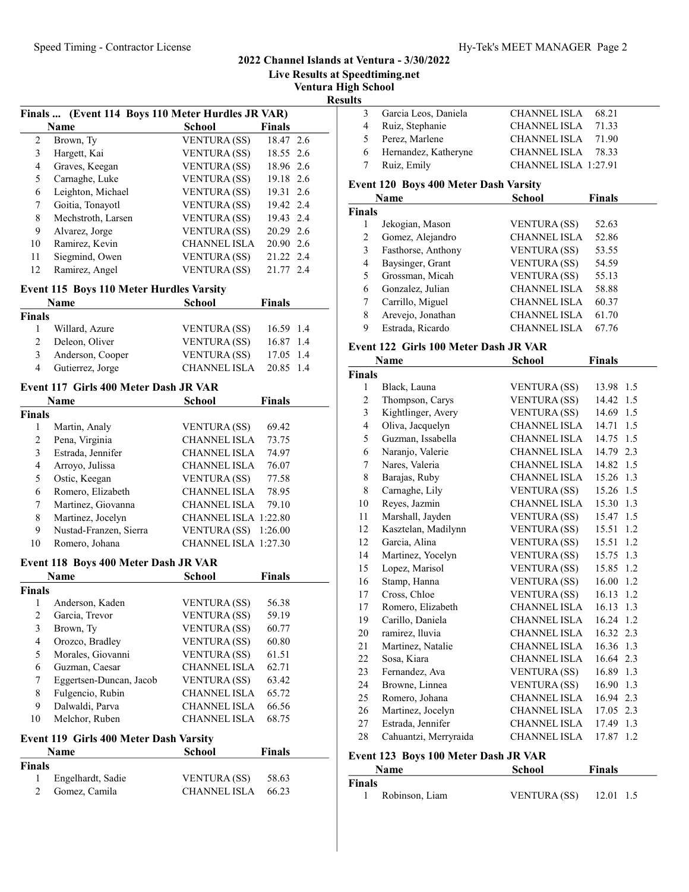# 2022 Channel Islands at Ventura - 3/30/2022

**Live Results at Speedtiming.net**

**Ventura High School**

**Results**

### Finals ... (Event 114 Boys 110 Meter Hurdles JR VAR)

| | Name | School | Finals | |
|---|---|---|---|---|
| 2 | Brown, Ty | VENTURA (SS) | 18.47 | 2.6 |
| 3 | Hargett, Kai | VENTURA (SS) | 18.55 | 2.6 |
| 4 | Graves, Keegan | VENTURA (SS) | 18.96 | 2.6 |
| 5 | Carnaghe, Luke | VENTURA (SS) | 19.18 | 2.6 |
| 6 | Leighton, Michael | VENTURA (SS) | 19.31 | 2.6 |
| 7 | Goitia, Tonayotl | VENTURA (SS) | 19.42 | 2.4 |
| 8 | Mechstroth, Larsen | VENTURA (SS) | 19.43 | 2.4 |
| 9 | Alvarez, Jorge | VENTURA (SS) | 20.29 | 2.6 |
| 10 | Ramirez, Kevin | CHANNEL ISLA | 20.90 | 2.6 |
| 11 | Siegmind, Owen | VENTURA (SS) | 21.22 | 2.4 |
| 12 | Ramirez, Angel | VENTURA (SS) | 21.77 | 2.4 |

### Event 115 Boys 110 Meter Hurdles Varsity

| | Name | School | Finals | |
|---|---|---|---|---|
| **Finals** | | | | |
| 1 | Willard, Azure | VENTURA (SS) | 16.59 | 1.4 |
| 2 | Deleon, Oliver | VENTURA (SS) | 16.87 | 1.4 |
| 3 | Anderson, Cooper | VENTURA (SS) | 17.05 | 1.4 |
| 4 | Gutierrez, Jorge | CHANNEL ISLA | 20.85 | 1.4 |

### Event 117 Girls 400 Meter Dash JR VAR

| | Name | School | Finals |
|---|---|---|---|
| **Finals** | | | |
| 1 | Martin, Analy | VENTURA (SS) | 69.42 |
| 2 | Pena, Virginia | CHANNEL ISLA | 73.75 |
| 3 | Estrada, Jennifer | CHANNEL ISLA | 74.97 |
| 4 | Arroyo, Julissa | CHANNEL ISLA | 76.07 |
| 5 | Ostic, Keegan | VENTURA (SS) | 77.58 |
| 6 | Romero, Elizabeth | CHANNEL ISLA | 78.95 |
| 7 | Martinez, Giovanna | CHANNEL ISLA | 79.10 |
| 8 | Martinez, Jocelyn | CHANNEL ISLA | 1:22.80 |
| 9 | Nustad-Franzen, Sierra | VENTURA (SS) | 1:26.00 |
| 10 | Romero, Johana | CHANNEL ISLA | 1:27.30 |

### Event 118 Boys 400 Meter Dash JR VAR

| | Name | School | Finals |
|---|---|---|---|
| **Finals** | | | |
| 1 | Anderson, Kaden | VENTURA (SS) | 56.38 |
| 2 | Garcia, Trevor | VENTURA (SS) | 59.19 |
| 3 | Brown, Ty | VENTURA (SS) | 60.77 |
| 4 | Orozco, Bradley | VENTURA (SS) | 60.80 |
| 5 | Morales, Giovanni | VENTURA (SS) | 61.51 |
| 6 | Guzman, Caesar | CHANNEL ISLA | 62.71 |
| 7 | Eggertsen-Duncan, Jacob | VENTURA (SS) | 63.42 |
| 8 | Fulgencio, Rubin | CHANNEL ISLA | 65.72 |
| 9 | Dalwaldi, Parva | CHANNEL ISLA | 66.56 |
| 10 | Melchor, Ruben | CHANNEL ISLA | 68.75 |

### Event 119 Girls 400 Meter Dash Varsity

| | Name | School | Finals |
|---|---|---|---|
| **Finals** | | | |
| 1 | Engelhardt, Sadie | VENTURA (SS) | 58.63 |
| 2 | Gomez, Camila | CHANNEL ISLA | 66.23 |
| 3 | Garcia Leos, Daniela | CHANNEL ISLA | 68.21 |
| 4 | Ruiz, Stephanie | CHANNEL ISLA | 71.33 |
| 5 | Perez, Marlene | CHANNEL ISLA | 71.90 |
| 6 | Hernandez, Katheryne | CHANNEL ISLA | 78.33 |
| 7 | Ruiz, Emily | CHANNEL ISLA | 1:27.91 |

### Event 120 Boys 400 Meter Dash Varsity

| | Name | School | Finals |
|---|---|---|---|
| **Finals** | | | |
| 1 | Jekogian, Mason | VENTURA (SS) | 52.63 |
| 2 | Gomez, Alejandro | CHANNEL ISLA | 52.86 |
| 3 | Fasthorse, Anthony | VENTURA (SS) | 53.55 |
| 4 | Baysinger, Grant | VENTURA (SS) | 54.59 |
| 5 | Grossman, Micah | VENTURA (SS) | 55.13 |
| 6 | Gonzalez, Julian | CHANNEL ISLA | 58.88 |
| 7 | Carrillo, Miguel | CHANNEL ISLA | 60.37 |
| 8 | Arevejo, Jonathan | CHANNEL ISLA | 61.70 |
| 9 | Estrada, Ricardo | CHANNEL ISLA | 67.76 |

### Event 122 Girls 100 Meter Dash JR VAR

| | Name | School | Finals | |
|---|---|---|---|---|
| **Finals** | | | | |
| 1 | Black, Launa | VENTURA (SS) | 13.98 | 1.5 |
| 2 | Thompson, Carys | VENTURA (SS) | 14.42 | 1.5 |
| 3 | Kightlinger, Avery | VENTURA (SS) | 14.69 | 1.5 |
| 4 | Oliva, Jacquelyn | CHANNEL ISLA | 14.71 | 1.5 |
| 5 | Guzman, Issabella | CHANNEL ISLA | 14.75 | 1.5 |
| 6 | Naranjo, Valerie | CHANNEL ISLA | 14.79 | 2.3 |
| 7 | Nares, Valeria | CHANNEL ISLA | 14.82 | 1.5 |
| 8 | Barajas, Ruby | CHANNEL ISLA | 15.26 | 1.3 |
| 8 | Carnaghe, Lily | VENTURA (SS) | 15.26 | 1.5 |
| 10 | Reyes, Jazmin | CHANNEL ISLA | 15.30 | 1.3 |
| 11 | Marshall, Jayden | VENTURA (SS) | 15.47 | 1.5 |
| 12 | Kasztelan, Madilynn | VENTURA (SS) | 15.51 | 1.2 |
| 12 | Garcia, Alina | VENTURA (SS) | 15.51 | 1.2 |
| 14 | Martinez, Yocelyn | VENTURA (SS) | 15.75 | 1.3 |
| 15 | Lopez, Marisol | VENTURA (SS) | 15.85 | 1.2 |
| 16 | Stamp, Hanna | VENTURA (SS) | 16.00 | 1.2 |
| 17 | Cross, Chloe | VENTURA (SS) | 16.13 | 1.2 |
| 17 | Romero, Elizabeth | CHANNEL ISLA | 16.13 | 1.3 |
| 19 | Carillo, Daniela | CHANNEL ISLA | 16.24 | 1.2 |
| 20 | ramirez, lluvia | CHANNEL ISLA | 16.32 | 2.3 |
| 21 | Martinez, Natalie | CHANNEL ISLA | 16.36 | 1.3 |
| 22 | Sosa, Kiara | CHANNEL ISLA | 16.64 | 2.3 |
| 23 | Fernandez, Ava | VENTURA (SS) | 16.89 | 1.3 |
| 24 | Browne, Linnea | VENTURA (SS) | 16.90 | 1.3 |
| 25 | Romero, Johana | CHANNEL ISLA | 16.94 | 2.3 |
| 26 | Martinez, Jocelyn | CHANNEL ISLA | 17.05 | 2.3 |
| 27 | Estrada, Jennifer | CHANNEL ISLA | 17.49 | 1.3 |
| 28 | Cahuantzi, Merryraida | CHANNEL ISLA | 17.87 | 1.2 |

### Event 123 Boys 100 Meter Dash JR VAR

| | Name | School | Finals | |
|---|---|---|---|---|
| **Finals** | | | | |
| 1 | Robinson, Liam | VENTURA (SS) | 12.01 | 1.5 |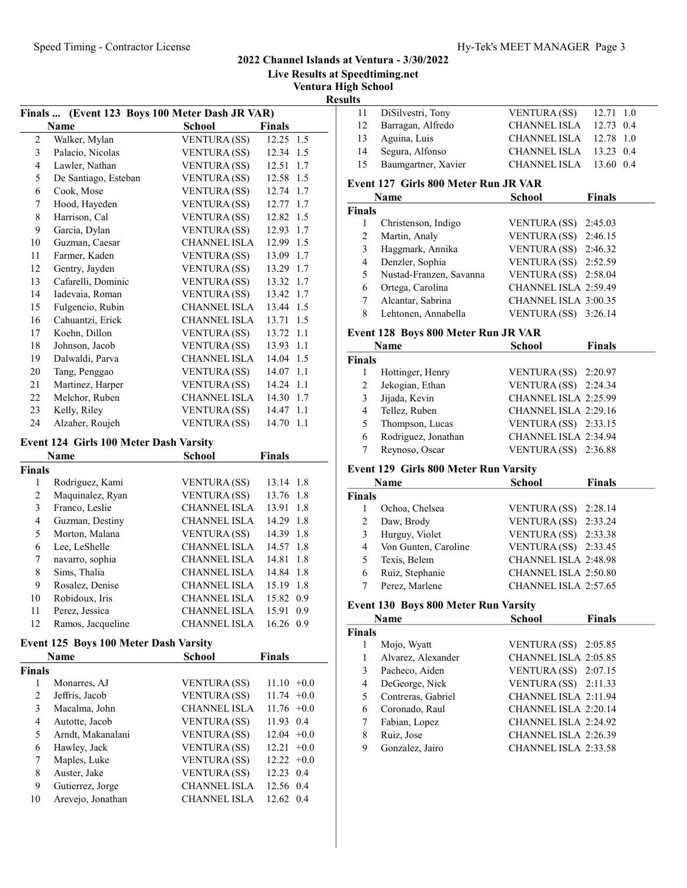# 2022 Channel Islands at Ventura - 3/30/2022

**Live Results at Speedtiming.net**

**Ventura High School**

**Results**

### Finals ... (Event 123 Boys 100 Meter Dash JR VAR)

| | Name | School | Finals | |
|---|---|---|---|---|
| 2 | Walker, Mylan | VENTURA (SS) | 12.25 | 1.5 |
| 3 | Palacio, Nicolas | VENTURA (SS) | 12.34 | 1.5 |
| 4 | Lawler, Nathan | VENTURA (SS) | 12.51 | 1.7 |
| 5 | De Santiago, Esteban | VENTURA (SS) | 12.58 | 1.5 |
| 6 | Cook, Mose | VENTURA (SS) | 12.74 | 1.7 |
| 7 | Hood, Hayeden | VENTURA (SS) | 12.77 | 1.7 |
| 8 | Harrison, Cal | VENTURA (SS) | 12.82 | 1.5 |
| 9 | Garcia, Dylan | VENTURA (SS) | 12.93 | 1.7 |
| 10 | Guzman, Caesar | CHANNEL ISLA | 12.99 | 1.5 |
| 11 | Farmer, Kaden | VENTURA (SS) | 13.09 | 1.7 |
| 12 | Gentry, Jayden | VENTURA (SS) | 13.29 | 1.7 |
| 13 | Cafarelli, Dominic | VENTURA (SS) | 13.32 | 1.7 |
| 14 | Iadevaia, Roman | VENTURA (SS) | 13.42 | 1.7 |
| 15 | Fulgencio, Rubin | CHANNEL ISLA | 13.44 | 1.5 |
| 16 | Cahuantzi, Erick | CHANNEL ISLA | 13.71 | 1.5 |
| 17 | Koehn, Dillon | VENTURA (SS) | 13.72 | 1.1 |
| 18 | Johnson, Jacob | VENTURA (SS) | 13.93 | 1.1 |
| 19 | Dalwaldi, Parva | CHANNEL ISLA | 14.04 | 1.5 |
| 20 | Tang, Penggao | VENTURA (SS) | 14.07 | 1.1 |
| 21 | Martinez, Harper | VENTURA (SS) | 14.24 | 1.1 |
| 22 | Melchor, Ruben | CHANNEL ISLA | 14.30 | 1.7 |
| 23 | Kelly, Riley | VENTURA (SS) | 14.47 | 1.1 |
| 24 | Alzaher, Roujeh | VENTURA (SS) | 14.70 | 1.1 |

### Event 124 Girls 100 Meter Dash Varsity

| | Name | School | Finals | |
|---|---|---|---|---|
| **Finals** | | | | |
| 1 | Rodriguez, Kami | VENTURA (SS) | 13.14 | 1.8 |
| 2 | Maquinalez, Ryan | VENTURA (SS) | 13.76 | 1.8 |
| 3 | Franco, Leslie | CHANNEL ISLA | 13.91 | 1.8 |
| 4 | Guzman, Destiny | CHANNEL ISLA | 14.29 | 1.8 |
| 5 | Morton, Malana | VENTURA (SS) | 14.39 | 1.8 |
| 6 | Lee, LeShelle | CHANNEL ISLA | 14.57 | 1.8 |
| 7 | navarro, sophia | CHANNEL ISLA | 14.81 | 1.8 |
| 8 | Sims, Thalia | CHANNEL ISLA | 14.84 | 1.8 |
| 9 | Rosalez, Denise | CHANNEL ISLA | 15.19 | 1.8 |
| 10 | Robidoux, Iris | CHANNEL ISLA | 15.82 | 0.9 |
| 11 | Perez, Jessica | CHANNEL ISLA | 15.91 | 0.9 |
| 12 | Ramos, Jacqueline | CHANNEL ISLA | 16.26 | 0.9 |

### Event 125 Boys 100 Meter Dash Varsity

| | Name | School | Finals | |
|---|---|---|---|---|
| **Finals** | | | | |
| 1 | Monarres, AJ | VENTURA (SS) | 11.10 | +0.0 |
| 2 | Jeffris, Jacob | VENTURA (SS) | 11.74 | +0.0 |
| 3 | Macalma, John | CHANNEL ISLA | 11.76 | +0.0 |
| 4 | Autotte, Jacob | VENTURA (SS) | 11.93 | 0.4 |
| 5 | Arndt, Makanalani | VENTURA (SS) | 12.04 | +0.0 |
| 6 | Hawley, Jack | VENTURA (SS) | 12.21 | +0.0 |
| 7 | Maples, Luke | VENTURA (SS) | 12.22 | +0.0 |
| 8 | Auster, Jake | VENTURA (SS) | 12.23 | 0.4 |
| 9 | Gutierrez, Jorge | CHANNEL ISLA | 12.56 | 0.4 |
| 10 | Arevejo, Jonathan | CHANNEL ISLA | 12.62 | 0.4 |
| 11 | DiSilvestri, Tony | VENTURA (SS) | 12.71 | 1.0 |
| 12 | Barragan, Alfredo | CHANNEL ISLA | 12.73 | 0.4 |
| 13 | Aguina, Luis | CHANNEL ISLA | 12.78 | 1.0 |
| 14 | Segura, Alfonso | CHANNEL ISLA | 13.23 | 0.4 |
| 15 | Baumgartner, Xavier | CHANNEL ISLA | 13.60 | 0.4 |

### Event 127 Girls 800 Meter Run JR VAR

| | Name | School | Finals |
|---|---|---|---|
| **Finals** | | | |
| 1 | Christenson, Indigo | VENTURA (SS) | 2:45.03 |
| 2 | Martin, Analy | VENTURA (SS) | 2:46.15 |
| 3 | Haggmark, Annika | VENTURA (SS) | 2:46.32 |
| 4 | Denzler, Sophia | VENTURA (SS) | 2:52.59 |
| 5 | Nustad-Franzen, Savanna | VENTURA (SS) | 2:58.04 |
| 6 | Ortega, Carolina | CHANNEL ISLA | 2:59.49 |
| 7 | Alcantar, Sabrina | CHANNEL ISLA | 3:00.35 |
| 8 | Lehtonen, Annabella | VENTURA (SS) | 3:26.14 |

### Event 128 Boys 800 Meter Run JR VAR

| | Name | School | Finals |
|---|---|---|---|
| **Finals** | | | |
| 1 | Hottinger, Henry | VENTURA (SS) | 2:20.97 |
| 2 | Jekogian, Ethan | VENTURA (SS) | 2:24.34 |
| 3 | Jijada, Kevin | CHANNEL ISLA | 2:25.99 |
| 4 | Tellez, Ruben | CHANNEL ISLA | 2:29.16 |
| 5 | Thompson, Lucas | VENTURA (SS) | 2:33.15 |
| 6 | Rodriguez, Jonathan | CHANNEL ISLA | 2:34.94 |
| 7 | Reynoso, Oscar | VENTURA (SS) | 2:36.88 |

### Event 129 Girls 800 Meter Run Varsity

| | Name | School | Finals |
|---|---|---|---|
| **Finals** | | | |
| 1 | Ochoa, Chelsea | VENTURA (SS) | 2:28.14 |
| 2 | Daw, Brody | VENTURA (SS) | 2:33.24 |
| 3 | Hurguy, Violet | VENTURA (SS) | 2:33.38 |
| 4 | Von Gunten, Caroline | VENTURA (SS) | 2:33.45 |
| 5 | Texis, Belem | CHANNEL ISLA | 2:48.98 |
| 6 | Ruiz, Stephanie | CHANNEL ISLA | 2:50.80 |
| 7 | Perez, Marlene | CHANNEL ISLA | 2:57.65 |

### Event 130 Boys 800 Meter Run Varsity

| | Name | School | Finals |
|---|---|---|---|
| **Finals** | | | |
| 1 | Mojo, Wyatt | VENTURA (SS) | 2:05.85 |
| 1 | Alvarez, Alexander | CHANNEL ISLA | 2:05.85 |
| 3 | Pacheco, Aiden | VENTURA (SS) | 2:07.15 |
| 4 | DeGeorge, Nick | VENTURA (SS) | 2:11.33 |
| 5 | Contreras, Gabriel | CHANNEL ISLA | 2:11.94 |
| 6 | Coronado, Raul | CHANNEL ISLA | 2:20.14 |
| 7 | Fabian, Lopez | CHANNEL ISLA | 2:24.92 |
| 8 | Ruiz, Jose | CHANNEL ISLA | 2:26.39 |
| 9 | Gonzalez, Jairo | CHANNEL ISLA | 2:33.58 |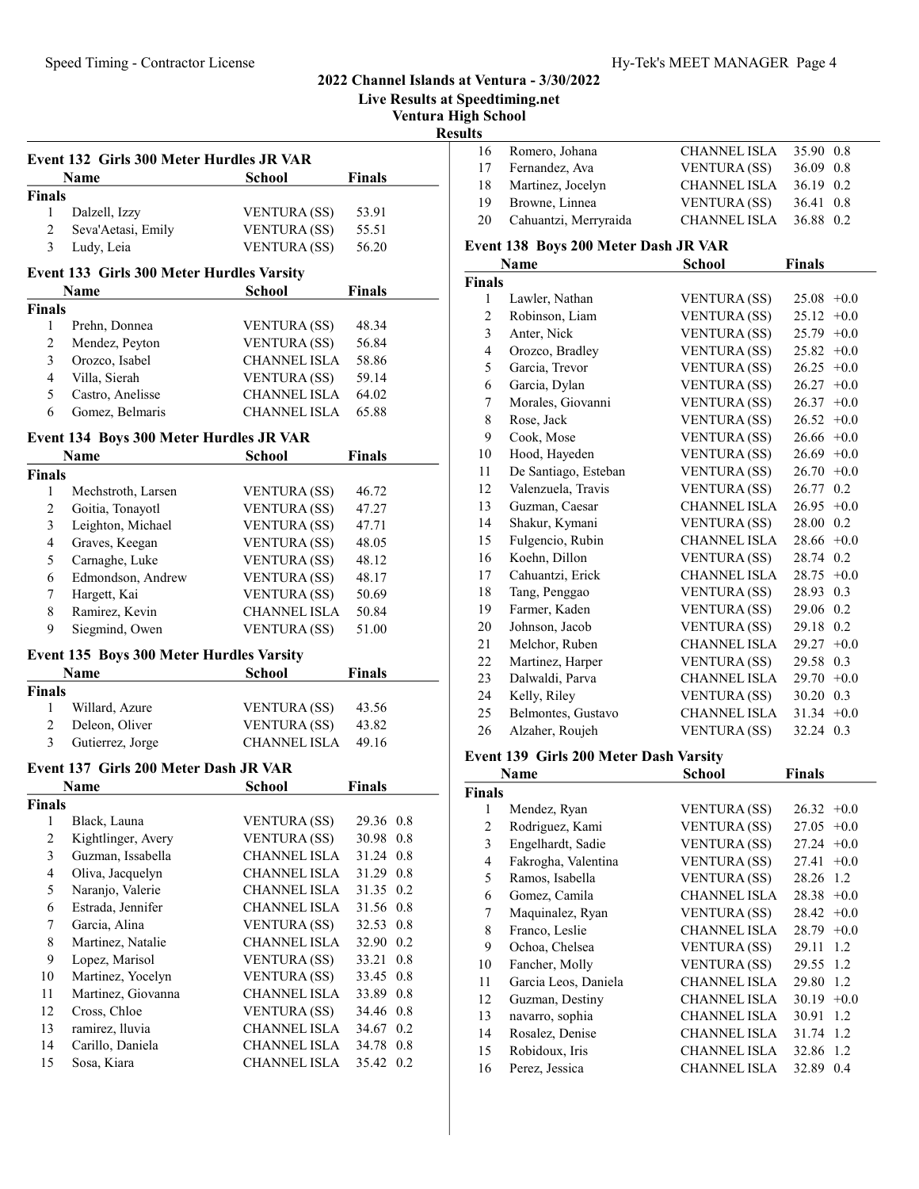## 2022 Channel Islands at Ventura - 3/30/2022

### Live Results at Speedtiming.net

### Ventura High School

### Results

#### Event 132 Girls 300 Meter Hurdles JR VAR

| | Name | School | Finals |
|---|---|---|---|
| **Finals** | | | |
| 1 | Dalzell, Izzy | VENTURA (SS) | 53.91 |
| 2 | Seva'Aetasi, Emily | VENTURA (SS) | 55.51 |
| 3 | Ludy, Leia | VENTURA (SS) | 56.20 |

#### Event 133 Girls 300 Meter Hurdles Varsity

| | Name | School | Finals |
|---|---|---|---|
| **Finals** | | | |
| 1 | Prehn, Donnea | VENTURA (SS) | 48.34 |
| 2 | Mendez, Peyton | VENTURA (SS) | 56.84 |
| 3 | Orozco, Isabel | CHANNEL ISLA | 58.86 |
| 4 | Villa, Sierah | VENTURA (SS) | 59.14 |
| 5 | Castro, Anelisse | CHANNEL ISLA | 64.02 |
| 6 | Gomez, Belmaris | CHANNEL ISLA | 65.88 |

#### Event 134 Boys 300 Meter Hurdles JR VAR

| | Name | School | Finals |
|---|---|---|---|
| **Finals** | | | |
| 1 | Mechstroth, Larsen | VENTURA (SS) | 46.72 |
| 2 | Goitia, Tonayotl | VENTURA (SS) | 47.27 |
| 3 | Leighton, Michael | VENTURA (SS) | 47.71 |
| 4 | Graves, Keegan | VENTURA (SS) | 48.05 |
| 5 | Carnaghe, Luke | VENTURA (SS) | 48.12 |
| 6 | Edmondson, Andrew | VENTURA (SS) | 48.17 |
| 7 | Hargett, Kai | VENTURA (SS) | 50.69 |
| 8 | Ramirez, Kevin | CHANNEL ISLA | 50.84 |
| 9 | Siegmind, Owen | VENTURA (SS) | 51.00 |

#### Event 135 Boys 300 Meter Hurdles Varsity

| | Name | School | Finals |
|---|---|---|---|
| **Finals** | | | |
| 1 | Willard, Azure | VENTURA (SS) | 43.56 |
| 2 | Deleon, Oliver | VENTURA (SS) | 43.82 |
| 3 | Gutierrez, Jorge | CHANNEL ISLA | 49.16 |

#### Event 137 Girls 200 Meter Dash JR VAR

| | Name | School | Finals | Wind |
|---|---|---|---|---|
| **Finals** | | | | |
| 1 | Black, Launa | VENTURA (SS) | 29.36 | 0.8 |
| 2 | Kightlinger, Avery | VENTURA (SS) | 30.98 | 0.8 |
| 3 | Guzman, Issabella | CHANNEL ISLA | 31.24 | 0.8 |
| 4 | Oliva, Jacquelyn | CHANNEL ISLA | 31.29 | 0.8 |
| 5 | Naranjo, Valerie | CHANNEL ISLA | 31.35 | 0.2 |
| 6 | Estrada, Jennifer | CHANNEL ISLA | 31.56 | 0.8 |
| 7 | Garcia, Alina | VENTURA (SS) | 32.53 | 0.8 |
| 8 | Martinez, Natalie | CHANNEL ISLA | 32.90 | 0.2 |
| 9 | Lopez, Marisol | VENTURA (SS) | 33.21 | 0.8 |
| 10 | Martinez, Yocelyn | VENTURA (SS) | 33.45 | 0.8 |
| 11 | Martinez, Giovanna | CHANNEL ISLA | 33.89 | 0.8 |
| 12 | Cross, Chloe | VENTURA (SS) | 34.46 | 0.8 |
| 13 | ramirez, lluvia | CHANNEL ISLA | 34.67 | 0.2 |
| 14 | Carillo, Daniela | CHANNEL ISLA | 34.78 | 0.8 |
| 15 | Sosa, Kiara | CHANNEL ISLA | 35.42 | 0.2 |
| 16 | Romero, Johana | CHANNEL ISLA | 35.90 | 0.8 |
| 17 | Fernandez, Ava | VENTURA (SS) | 36.09 | 0.8 |
| 18 | Martinez, Jocelyn | CHANNEL ISLA | 36.19 | 0.2 |
| 19 | Browne, Linnea | VENTURA (SS) | 36.41 | 0.8 |
| 20 | Cahuantzi, Merryraida | CHANNEL ISLA | 36.88 | 0.2 |

#### Event 138 Boys 200 Meter Dash JR VAR

| | Name | School | Finals | Wind |
|---|---|---|---|---|
| **Finals** | | | | |
| 1 | Lawler, Nathan | VENTURA (SS) | 25.08 | +0.0 |
| 2 | Robinson, Liam | VENTURA (SS) | 25.12 | +0.0 |
| 3 | Anter, Nick | VENTURA (SS) | 25.79 | +0.0 |
| 4 | Orozco, Bradley | VENTURA (SS) | 25.82 | +0.0 |
| 5 | Garcia, Trevor | VENTURA (SS) | 26.25 | +0.0 |
| 6 | Garcia, Dylan | VENTURA (SS) | 26.27 | +0.0 |
| 7 | Morales, Giovanni | VENTURA (SS) | 26.37 | +0.0 |
| 8 | Rose, Jack | VENTURA (SS) | 26.52 | +0.0 |
| 9 | Cook, Mose | VENTURA (SS) | 26.66 | +0.0 |
| 10 | Hood, Hayeden | VENTURA (SS) | 26.69 | +0.0 |
| 11 | De Santiago, Esteban | VENTURA (SS) | 26.70 | +0.0 |
| 12 | Valenzuela, Travis | VENTURA (SS) | 26.77 | 0.2 |
| 13 | Guzman, Caesar | CHANNEL ISLA | 26.95 | +0.0 |
| 14 | Shakur, Kymani | VENTURA (SS) | 28.00 | 0.2 |
| 15 | Fulgencio, Rubin | CHANNEL ISLA | 28.66 | +0.0 |
| 16 | Koehn, Dillon | VENTURA (SS) | 28.74 | 0.2 |
| 17 | Cahuantzi, Erick | CHANNEL ISLA | 28.75 | +0.0 |
| 18 | Tang, Penggao | VENTURA (SS) | 28.93 | 0.3 |
| 19 | Farmer, Kaden | VENTURA (SS) | 29.06 | 0.2 |
| 20 | Johnson, Jacob | VENTURA (SS) | 29.18 | 0.2 |
| 21 | Melchor, Ruben | CHANNEL ISLA | 29.27 | +0.0 |
| 22 | Martinez, Harper | VENTURA (SS) | 29.58 | 0.3 |
| 23 | Dalwaldi, Parva | CHANNEL ISLA | 29.70 | +0.0 |
| 24 | Kelly, Riley | VENTURA (SS) | 30.20 | 0.3 |
| 25 | Belmontes, Gustavo | CHANNEL ISLA | 31.34 | +0.0 |
| 26 | Alzaher, Roujeh | VENTURA (SS) | 32.24 | 0.3 |

#### Event 139 Girls 200 Meter Dash Varsity

| | Name | School | Finals | Wind |
|---|---|---|---|---|
| **Finals** | | | | |
| 1 | Mendez, Ryan | VENTURA (SS) | 26.32 | +0.0 |
| 2 | Rodriguez, Kami | VENTURA (SS) | 27.05 | +0.0 |
| 3 | Engelhardt, Sadie | VENTURA (SS) | 27.24 | +0.0 |
| 4 | Fakrogha, Valentina | VENTURA (SS) | 27.41 | +0.0 |
| 5 | Ramos, Isabella | VENTURA (SS) | 28.26 | 1.2 |
| 6 | Gomez, Camila | CHANNEL ISLA | 28.38 | +0.0 |
| 7 | Maquinalez, Ryan | VENTURA (SS) | 28.42 | +0.0 |
| 8 | Franco, Leslie | CHANNEL ISLA | 28.79 | +0.0 |
| 9 | Ochoa, Chelsea | VENTURA (SS) | 29.11 | 1.2 |
| 10 | Fancher, Molly | VENTURA (SS) | 29.55 | 1.2 |
| 11 | Garcia Leos, Daniela | CHANNEL ISLA | 29.80 | 1.2 |
| 12 | Guzman, Destiny | CHANNEL ISLA | 30.19 | +0.0 |
| 13 | navarro, sophia | CHANNEL ISLA | 30.91 | 1.2 |
| 14 | Rosalez, Denise | CHANNEL ISLA | 31.74 | 1.2 |
| 15 | Robidoux, Iris | CHANNEL ISLA | 32.86 | 1.2 |
| 16 | Perez, Jessica | CHANNEL ISLA | 32.89 | 0.4 |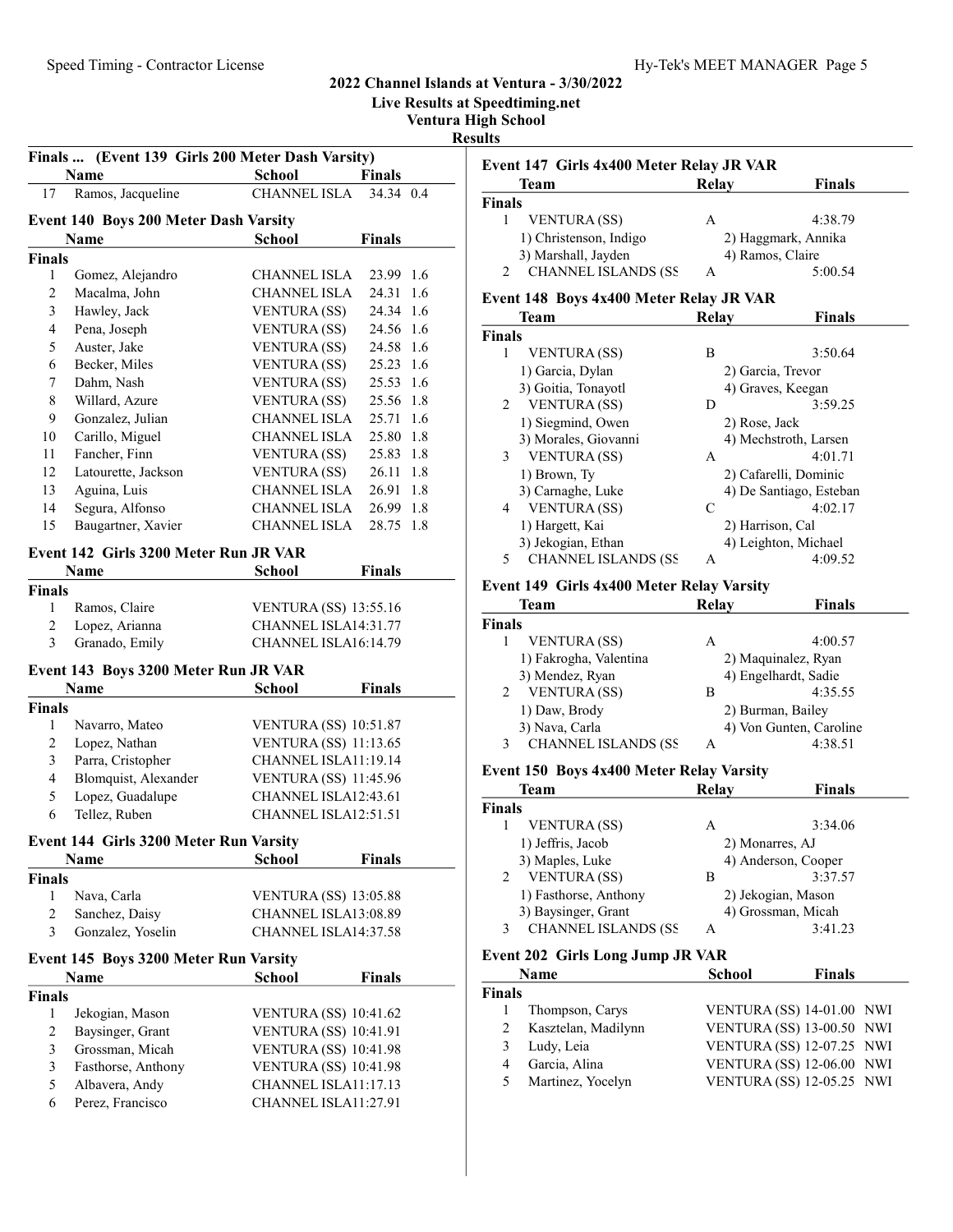## 2022 Channel Islands at Ventura - 3/30/2022

**Live Results at Speedtiming.net**

**Ventura High School**

**Results**

### Finals ... (Event 139 Girls 200 Meter Dash Varsity)

| | Name | School | Finals | |
|---|---|---|---|---|
| 17 | Ramos, Jacqueline | CHANNEL ISLA | 34.34 | 0.4 |

### Event 140 Boys 200 Meter Dash Varsity

| | Name | School | Finals | |
|---|---|---|---|---|
| **Finals** | | | | |
| 1 | Gomez, Alejandro | CHANNEL ISLA | 23.99 | 1.6 |
| 2 | Macalma, John | CHANNEL ISLA | 24.31 | 1.6 |
| 3 | Hawley, Jack | VENTURA (SS) | 24.34 | 1.6 |
| 4 | Pena, Joseph | VENTURA (SS) | 24.56 | 1.6 |
| 5 | Auster, Jake | VENTURA (SS) | 24.58 | 1.6 |
| 6 | Becker, Miles | VENTURA (SS) | 25.23 | 1.6 |
| 7 | Dahm, Nash | VENTURA (SS) | 25.53 | 1.6 |
| 8 | Willard, Azure | VENTURA (SS) | 25.56 | 1.8 |
| 9 | Gonzalez, Julian | CHANNEL ISLA | 25.71 | 1.6 |
| 10 | Carillo, Miguel | CHANNEL ISLA | 25.80 | 1.8 |
| 11 | Fancher, Finn | VENTURA (SS) | 25.83 | 1.8 |
| 12 | Latourette, Jackson | VENTURA (SS) | 26.11 | 1.8 |
| 13 | Aguina, Luis | CHANNEL ISLA | 26.91 | 1.8 |
| 14 | Segura, Alfonso | CHANNEL ISLA | 26.99 | 1.8 |
| 15 | Baugartner, Xavier | CHANNEL ISLA | 28.75 | 1.8 |

### Event 142 Girls 3200 Meter Run JR VAR

| | Name | School | Finals |
|---|---|---|---|
| **Finals** | | | |
| 1 | Ramos, Claire | VENTURA (SS) | 13:55.16 |
| 2 | Lopez, Arianna | CHANNEL ISLA | 14:31.77 |
| 3 | Granado, Emily | CHANNEL ISLA | 16:14.79 |

### Event 143 Boys 3200 Meter Run JR VAR

| | Name | School | Finals |
|---|---|---|---|
| **Finals** | | | |
| 1 | Navarro, Mateo | VENTURA (SS) | 10:51.87 |
| 2 | Lopez, Nathan | VENTURA (SS) | 11:13.65 |
| 3 | Parra, Cristopher | CHANNEL ISLA | 11:19.14 |
| 4 | Blomquist, Alexander | VENTURA (SS) | 11:45.96 |
| 5 | Lopez, Guadalupe | CHANNEL ISLA | 12:43.61 |
| 6 | Tellez, Ruben | CHANNEL ISLA | 12:51.51 |

### Event 144 Girls 3200 Meter Run Varsity

| | Name | School | Finals |
|---|---|---|---|
| **Finals** | | | |
| 1 | Nava, Carla | VENTURA (SS) | 13:05.88 |
| 2 | Sanchez, Daisy | CHANNEL ISLA | 13:08.89 |
| 3 | Gonzalez, Yoselin | CHANNEL ISLA | 14:37.58 |

### Event 145 Boys 3200 Meter Run Varsity

| | Name | School | Finals |
|---|---|---|---|
| **Finals** | | | |
| 1 | Jekogian, Mason | VENTURA (SS) | 10:41.62 |
| 2 | Baysinger, Grant | VENTURA (SS) | 10:41.91 |
| 3 | Grossman, Micah | VENTURA (SS) | 10:41.98 |
| 3 | Fasthorse, Anthony | VENTURA (SS) | 10:41.98 |
| 5 | Albavera, Andy | CHANNEL ISLA | 11:17.13 |
| 6 | Perez, Francisco | CHANNEL ISLA | 11:27.91 |

### Event 147 Girls 4x400 Meter Relay JR VAR

| | Team | Relay | Finals |
|---|---|---|---|
| **Finals** | | | |
| 1 | VENTURA (SS) | A | 4:38.79 |
| | 1) Christenson, Indigo | 2) Haggmark, Annika | |
| | 3) Marshall, Jayden | 4) Ramos, Claire | |
| 2 | CHANNEL ISLANDS (SS | A | 5:00.54 |

### Event 148 Boys 4x400 Meter Relay JR VAR

| | Team | Relay | Finals |
|---|---|---|---|
| **Finals** | | | |
| 1 | VENTURA (SS) | B | 3:50.64 |
| | 1) Garcia, Dylan | 2) Garcia, Trevor | |
| | 3) Goitia, Tonayotl | 4) Graves, Keegan | |
| 2 | VENTURA (SS) | D | 3:59.25 |
| | 1) Siegmind, Owen | 2) Rose, Jack | |
| | 3) Morales, Giovanni | 4) Mechstroth, Larsen | |
| 3 | VENTURA (SS) | A | 4:01.71 |
| | 1) Brown, Ty | 2) Cafarelli, Dominic | |
| | 3) Carnaghe, Luke | 4) De Santiago, Esteban | |
| 4 | VENTURA (SS) | C | 4:02.17 |
| | 1) Hargett, Kai | 2) Harrison, Cal | |
| | 3) Jekogian, Ethan | 4) Leighton, Michael | |
| 5 | CHANNEL ISLANDS (SS | A | 4:09.52 |

### Event 149 Girls 4x400 Meter Relay Varsity

| | Team | Relay | Finals |
|---|---|---|---|
| **Finals** | | | |
| 1 | VENTURA (SS) | A | 4:00.57 |
| | 1) Fakrogha, Valentina | 2) Maquinalez, Ryan | |
| | 3) Mendez, Ryan | 4) Engelhardt, Sadie | |
| 2 | VENTURA (SS) | B | 4:35.55 |
| | 1) Daw, Brody | 2) Burman, Bailey | |
| | 3) Nava, Carla | 4) Von Gunten, Caroline | |
| 3 | CHANNEL ISLANDS (SS | A | 4:38.51 |

### Event 150 Boys 4x400 Meter Relay Varsity

| | Team | Relay | Finals |
|---|---|---|---|
| **Finals** | | | |
| 1 | VENTURA (SS) | A | 3:34.06 |
| | 1) Jeffris, Jacob | 2) Monarres, AJ | |
| | 3) Maples, Luke | 4) Anderson, Cooper | |
| 2 | VENTURA (SS) | B | 3:37.57 |
| | 1) Fasthorse, Anthony | 2) Jekogian, Mason | |
| | 3) Baysinger, Grant | 4) Grossman, Micah | |
| 3 | CHANNEL ISLANDS (SS | A | 3:41.23 |

### Event 202 Girls Long Jump JR VAR

| | Name | School | Finals | |
|---|---|---|---|---|
| **Finals** | | | | |
| 1 | Thompson, Carys | VENTURA (SS) | 14-01.00 | NWI |
| 2 | Kasztelan, Madilynn | VENTURA (SS) | 13-00.50 | NWI |
| 3 | Ludy, Leia | VENTURA (SS) | 12-07.25 | NWI |
| 4 | Garcia, Alina | VENTURA (SS) | 12-06.00 | NWI |
| 5 | Martinez, Yocelyn | VENTURA (SS) | 12-05.25 | NWI |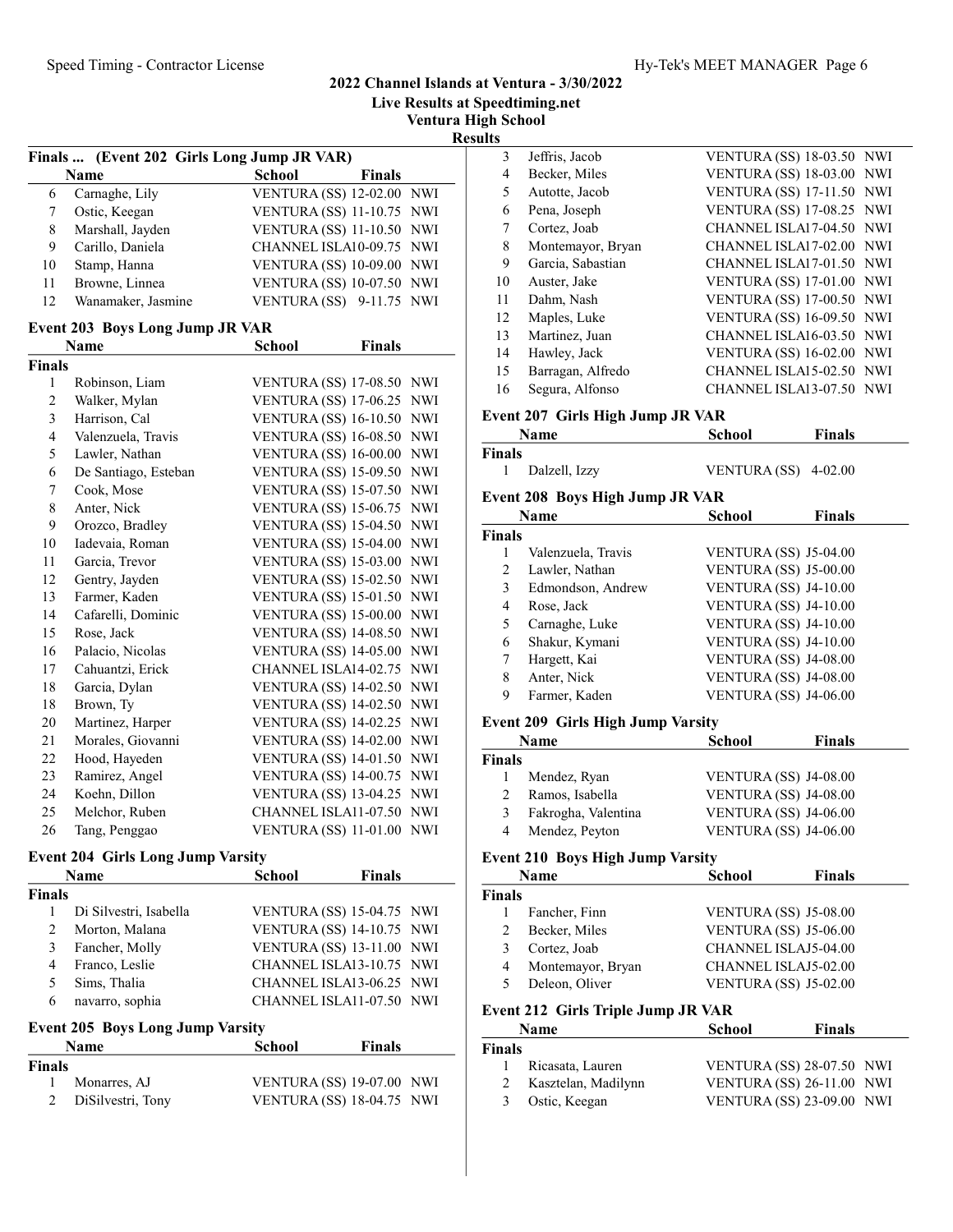## 2022 Channel Islands at Ventura - 3/30/2022

### Live Results at Speedtiming.net

### Ventura High School

### Results

**Finals ... (Event 202 Girls Long Jump JR VAR)**

| | Name | School | Finals | |
|---|---|---|---|---|
| 6 | Carnaghe, Lily | VENTURA (SS) | 12-02.00 | NWI |
| 7 | Ostic, Keegan | VENTURA (SS) | 11-10.75 | NWI |
| 8 | Marshall, Jayden | VENTURA (SS) | 11-10.50 | NWI |
| 9 | Carillo, Daniela | CHANNEL ISLA | 10-09.75 | NWI |
| 10 | Stamp, Hanna | VENTURA (SS) | 10-09.00 | NWI |
| 11 | Browne, Linnea | VENTURA (SS) | 10-07.50 | NWI |
| 12 | Wanamaker, Jasmine | VENTURA (SS) | 9-11.75 | NWI |

**Event 203 Boys Long Jump JR VAR**

| | Name | School | Finals | |
|---|---|---|---|---|
| **Finals** | | | | |
| 1 | Robinson, Liam | VENTURA (SS) | 17-08.50 | NWI |
| 2 | Walker, Mylan | VENTURA (SS) | 17-06.25 | NWI |
| 3 | Harrison, Cal | VENTURA (SS) | 16-10.50 | NWI |
| 4 | Valenzuela, Travis | VENTURA (SS) | 16-08.50 | NWI |
| 5 | Lawler, Nathan | VENTURA (SS) | 16-00.00 | NWI |
| 6 | De Santiago, Esteban | VENTURA (SS) | 15-09.50 | NWI |
| 7 | Cook, Mose | VENTURA (SS) | 15-07.50 | NWI |
| 8 | Anter, Nick | VENTURA (SS) | 15-06.75 | NWI |
| 9 | Orozco, Bradley | VENTURA (SS) | 15-04.50 | NWI |
| 10 | Iadevaia, Roman | VENTURA (SS) | 15-04.00 | NWI |
| 11 | Garcia, Trevor | VENTURA (SS) | 15-03.00 | NWI |
| 12 | Gentry, Jayden | VENTURA (SS) | 15-02.50 | NWI |
| 13 | Farmer, Kaden | VENTURA (SS) | 15-01.50 | NWI |
| 14 | Cafarelli, Dominic | VENTURA (SS) | 15-00.00 | NWI |
| 15 | Rose, Jack | VENTURA (SS) | 14-08.50 | NWI |
| 16 | Palacio, Nicolas | VENTURA (SS) | 14-05.00 | NWI |
| 17 | Cahuantzi, Erick | CHANNEL ISLA | 14-02.75 | NWI |
| 18 | Garcia, Dylan | VENTURA (SS) | 14-02.50 | NWI |
| 18 | Brown, Ty | VENTURA (SS) | 14-02.50 | NWI |
| 20 | Martinez, Harper | VENTURA (SS) | 14-02.25 | NWI |
| 21 | Morales, Giovanni | VENTURA (SS) | 14-02.00 | NWI |
| 22 | Hood, Hayeden | VENTURA (SS) | 14-01.50 | NWI |
| 23 | Ramirez, Angel | VENTURA (SS) | 14-00.75 | NWI |
| 24 | Koehn, Dillon | VENTURA (SS) | 13-04.25 | NWI |
| 25 | Melchor, Ruben | CHANNEL ISLA | 11-07.50 | NWI |
| 26 | Tang, Penggao | VENTURA (SS) | 11-01.00 | NWI |

**Event 204 Girls Long Jump Varsity**

| | Name | School | Finals | |
|---|---|---|---|---|
| **Finals** | | | | |
| 1 | Di Silvestri, Isabella | VENTURA (SS) | 15-04.75 | NWI |
| 2 | Morton, Malana | VENTURA (SS) | 14-10.75 | NWI |
| 3 | Fancher, Molly | VENTURA (SS) | 13-11.00 | NWI |
| 4 | Franco, Leslie | CHANNEL ISLA | 13-10.75 | NWI |
| 5 | Sims, Thalia | CHANNEL ISLA | 13-06.25 | NWI |
| 6 | navarro, sophia | CHANNEL ISLA | 11-07.50 | NWI |

**Event 205 Boys Long Jump Varsity**

| | Name | School | Finals | |
|---|---|---|---|---|
| **Finals** | | | | |
| 1 | Monarres, AJ | VENTURA (SS) | 19-07.00 | NWI |
| 2 | DiSilvestri, Tony | VENTURA (SS) | 18-04.75 | NWI |
| 3 | Jeffris, Jacob | VENTURA (SS) | 18-03.50 | NWI |
| 4 | Becker, Miles | VENTURA (SS) | 18-03.00 | NWI |
| 5 | Autotte, Jacob | VENTURA (SS) | 17-11.50 | NWI |
| 6 | Pena, Joseph | VENTURA (SS) | 17-08.25 | NWI |
| 7 | Cortez, Joab | CHANNEL ISLA | 17-04.50 | NWI |
| 8 | Montemayor, Bryan | CHANNEL ISLA | 17-02.00 | NWI |
| 9 | Garcia, Sabastian | CHANNEL ISLA | 17-01.50 | NWI |
| 10 | Auster, Jake | VENTURA (SS) | 17-01.00 | NWI |
| 11 | Dahm, Nash | VENTURA (SS) | 17-00.50 | NWI |
| 12 | Maples, Luke | VENTURA (SS) | 16-09.50 | NWI |
| 13 | Martinez, Juan | CHANNEL ISLA | 16-03.50 | NWI |
| 14 | Hawley, Jack | VENTURA (SS) | 16-02.00 | NWI |
| 15 | Barragan, Alfredo | CHANNEL ISLA | 15-02.50 | NWI |
| 16 | Segura, Alfonso | CHANNEL ISLA | 13-07.50 | NWI |

**Event 207 Girls High Jump JR VAR**

| | Name | School | Finals |
|---|---|---|---|
| **Finals** | | | |
| 1 | Dalzell, Izzy | VENTURA (SS) | 4-02.00 |

**Event 208 Boys High Jump JR VAR**

| | Name | School | Finals |
|---|---|---|---|
| **Finals** | | | |
| 1 | Valenzuela, Travis | VENTURA (SS) | J5-04.00 |
| 2 | Lawler, Nathan | VENTURA (SS) | J5-00.00 |
| 3 | Edmondson, Andrew | VENTURA (SS) | J4-10.00 |
| 4 | Rose, Jack | VENTURA (SS) | J4-10.00 |
| 5 | Carnaghe, Luke | VENTURA (SS) | J4-10.00 |
| 6 | Shakur, Kymani | VENTURA (SS) | J4-10.00 |
| 7 | Hargett, Kai | VENTURA (SS) | J4-08.00 |
| 8 | Anter, Nick | VENTURA (SS) | J4-08.00 |
| 9 | Farmer, Kaden | VENTURA (SS) | J4-06.00 |

**Event 209 Girls High Jump Varsity**

| | Name | School | Finals |
|---|---|---|---|
| **Finals** | | | |
| 1 | Mendez, Ryan | VENTURA (SS) | J4-08.00 |
| 2 | Ramos, Isabella | VENTURA (SS) | J4-08.00 |
| 3 | Fakrogha, Valentina | VENTURA (SS) | J4-06.00 |
| 4 | Mendez, Peyton | VENTURA (SS) | J4-06.00 |

**Event 210 Boys High Jump Varsity**

| | Name | School | Finals |
|---|---|---|---|
| **Finals** | | | |
| 1 | Fancher, Finn | VENTURA (SS) | J5-08.00 |
| 2 | Becker, Miles | VENTURA (SS) | J5-06.00 |
| 3 | Cortez, Joab | CHANNEL ISLA | J5-04.00 |
| 4 | Montemayor, Bryan | CHANNEL ISLA | J5-02.00 |
| 5 | Deleon, Oliver | VENTURA (SS) | J5-02.00 |

**Event 212 Girls Triple Jump JR VAR**

| | Name | School | Finals | |
|---|---|---|---|---|
| **Finals** | | | | |
| 1 | Ricasata, Lauren | VENTURA (SS) | 28-07.50 | NWI |
| 2 | Kasztelan, Madilynn | VENTURA (SS) | 26-11.00 | NWI |
| 3 | Ostic, Keegan | VENTURA (SS) | 23-09.00 | NWI |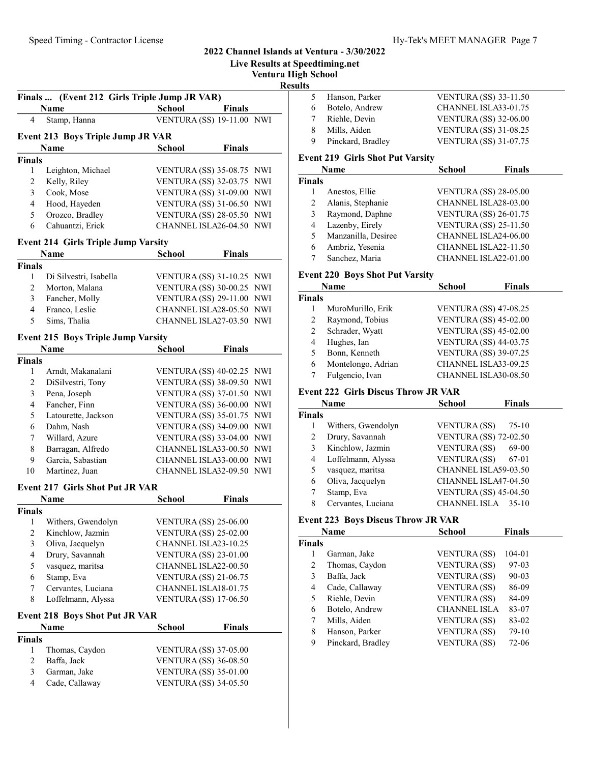## 2022 Channel Islands at Ventura - 3/30/2022

### Live Results at Speedtiming.net

### Ventura High School

### Results

#### Finals ... (Event 212 Girls Triple Jump JR VAR)

| | Name | School | Finals | |
|---|---|---|---|---|
| 4 | Stamp, Hanna | VENTURA (SS) | 19-11.00 | NWI |

#### Event 213 Boys Triple Jump JR VAR

| | Name | School | Finals | |
|---|---|---|---|---|
| **Finals** | | | | |
| 1 | Leighton, Michael | VENTURA (SS) | 35-08.75 | NWI |
| 2 | Kelly, Riley | VENTURA (SS) | 32-03.75 | NWI |
| 3 | Cook, Mose | VENTURA (SS) | 31-09.00 | NWI |
| 4 | Hood, Hayeden | VENTURA (SS) | 31-06.50 | NWI |
| 5 | Orozco, Bradley | VENTURA (SS) | 28-05.50 | NWI |
| 6 | Cahuantzi, Erick | CHANNEL ISLA | 26-04.50 | NWI |

#### Event 214 Girls Triple Jump Varsity

| | Name | School | Finals | |
|---|---|---|---|---|
| **Finals** | | | | |
| 1 | Di Silvestri, Isabella | VENTURA (SS) | 31-10.25 | NWI |
| 2 | Morton, Malana | VENTURA (SS) | 30-00.25 | NWI |
| 3 | Fancher, Molly | VENTURA (SS) | 29-11.00 | NWI |
| 4 | Franco, Leslie | CHANNEL ISLA | 28-05.50 | NWI |
| 5 | Sims, Thalia | CHANNEL ISLA | 27-03.50 | NWI |

#### Event 215 Boys Triple Jump Varsity

| | Name | School | Finals | |
|---|---|---|---|---|
| **Finals** | | | | |
| 1 | Arndt, Makanalani | VENTURA (SS) | 40-02.25 | NWI |
| 2 | DiSilvestri, Tony | VENTURA (SS) | 38-09.50 | NWI |
| 3 | Pena, Joseph | VENTURA (SS) | 37-01.50 | NWI |
| 4 | Fancher, Finn | VENTURA (SS) | 36-00.00 | NWI |
| 5 | Latourette, Jackson | VENTURA (SS) | 35-01.75 | NWI |
| 6 | Dahm, Nash | VENTURA (SS) | 34-09.00 | NWI |
| 7 | Willard, Azure | VENTURA (SS) | 33-04.00 | NWI |
| 8 | Barragan, Alfredo | CHANNEL ISLA | 33-00.50 | NWI |
| 9 | Garcia, Sabastian | CHANNEL ISLA | 33-00.00 | NWI |
| 10 | Martinez, Juan | CHANNEL ISLA | 32-09.50 | NWI |

#### Event 217 Girls Shot Put JR VAR

| | Name | School | Finals |
|---|---|---|---|
| **Finals** | | | |
| 1 | Withers, Gwendolyn | VENTURA (SS) | 25-06.00 |
| 2 | Kinchlow, Jazmin | VENTURA (SS) | 25-02.00 |
| 3 | Oliva, Jacquelyn | CHANNEL ISLA | 23-10.25 |
| 4 | Drury, Savannah | VENTURA (SS) | 23-01.00 |
| 5 | vasquez, maritsa | CHANNEL ISLA | 22-00.50 |
| 6 | Stamp, Eva | VENTURA (SS) | 21-06.75 |
| 7 | Cervantes, Luciana | CHANNEL ISLA | 18-01.75 |
| 8 | Loffelmann, Alyssa | VENTURA (SS) | 17-06.50 |

#### Event 218 Boys Shot Put JR VAR

| | Name | School | Finals |
|---|---|---|---|
| **Finals** | | | |
| 1 | Thomas, Caydon | VENTURA (SS) | 37-05.00 |
| 2 | Baffa, Jack | VENTURA (SS) | 36-08.50 |
| 3 | Garman, Jake | VENTURA (SS) | 35-01.00 |
| 4 | Cade, Callaway | VENTURA (SS) | 34-05.50 |
| 5 | Hanson, Parker | VENTURA (SS) | 33-11.50 |
| 6 | Botelo, Andrew | CHANNEL ISLA | 33-01.75 |
| 7 | Riehle, Devin | VENTURA (SS) | 32-06.00 |
| 8 | Mills, Aiden | VENTURA (SS) | 31-08.25 |
| 9 | Pinckard, Bradley | VENTURA (SS) | 31-07.75 |

#### Event 219 Girls Shot Put Varsity

| | Name | School | Finals |
|---|---|---|---|
| **Finals** | | | |
| 1 | Anestos, Ellie | VENTURA (SS) | 28-05.00 |
| 2 | Alanis, Stephanie | CHANNEL ISLA | 28-03.00 |
| 3 | Raymond, Daphne | VENTURA (SS) | 26-01.75 |
| 4 | Lazenby, Eirely | VENTURA (SS) | 25-11.50 |
| 5 | Manzanilla, Desiree | CHANNEL ISLA | 24-06.00 |
| 6 | Ambriz, Yesenia | CHANNEL ISLA | 22-11.50 |
| 7 | Sanchez, Maria | CHANNEL ISLA | 22-01.00 |

#### Event 220 Boys Shot Put Varsity

| | Name | School | Finals |
|---|---|---|---|
| **Finals** | | | |
| 1 | MuroMurillo, Erik | VENTURA (SS) | 47-08.25 |
| 2 | Raymond, Tobius | VENTURA (SS) | 45-02.00 |
| 2 | Schrader, Wyatt | VENTURA (SS) | 45-02.00 |
| 4 | Hughes, Ian | VENTURA (SS) | 44-03.75 |
| 5 | Bonn, Kenneth | VENTURA (SS) | 39-07.25 |
| 6 | Montelongo, Adrian | CHANNEL ISLA | 33-09.25 |
| 7 | Fulgencio, Ivan | CHANNEL ISLA | 30-08.50 |

#### Event 222 Girls Discus Throw JR VAR

| | Name | School | Finals |
|---|---|---|---|
| **Finals** | | | |
| 1 | Withers, Gwendolyn | VENTURA (SS) | 75-10 |
| 2 | Drury, Savannah | VENTURA (SS) | 72-02.50 |
| 3 | Kinchlow, Jazmin | VENTURA (SS) | 69-00 |
| 4 | Loffelmann, Alyssa | VENTURA (SS) | 67-01 |
| 5 | vasquez, maritsa | CHANNEL ISLA | 59-03.50 |
| 6 | Oliva, Jacquelyn | CHANNEL ISLA | 47-04.50 |
| 7 | Stamp, Eva | VENTURA (SS) | 45-04.50 |
| 8 | Cervantes, Luciana | CHANNEL ISLA | 35-10 |

#### Event 223 Boys Discus Throw JR VAR

| | Name | School | Finals |
|---|---|---|---|
| **Finals** | | | |
| 1 | Garman, Jake | VENTURA (SS) | 104-01 |
| 2 | Thomas, Caydon | VENTURA (SS) | 97-03 |
| 3 | Baffa, Jack | VENTURA (SS) | 90-03 |
| 4 | Cade, Callaway | VENTURA (SS) | 86-09 |
| 5 | Riehle, Devin | VENTURA (SS) | 84-09 |
| 6 | Botelo, Andrew | CHANNEL ISLA | 83-07 |
| 7 | Mills, Aiden | VENTURA (SS) | 83-02 |
| 8 | Hanson, Parker | VENTURA (SS) | 79-10 |
| 9 | Pinckard, Bradley | VENTURA (SS) | 72-06 |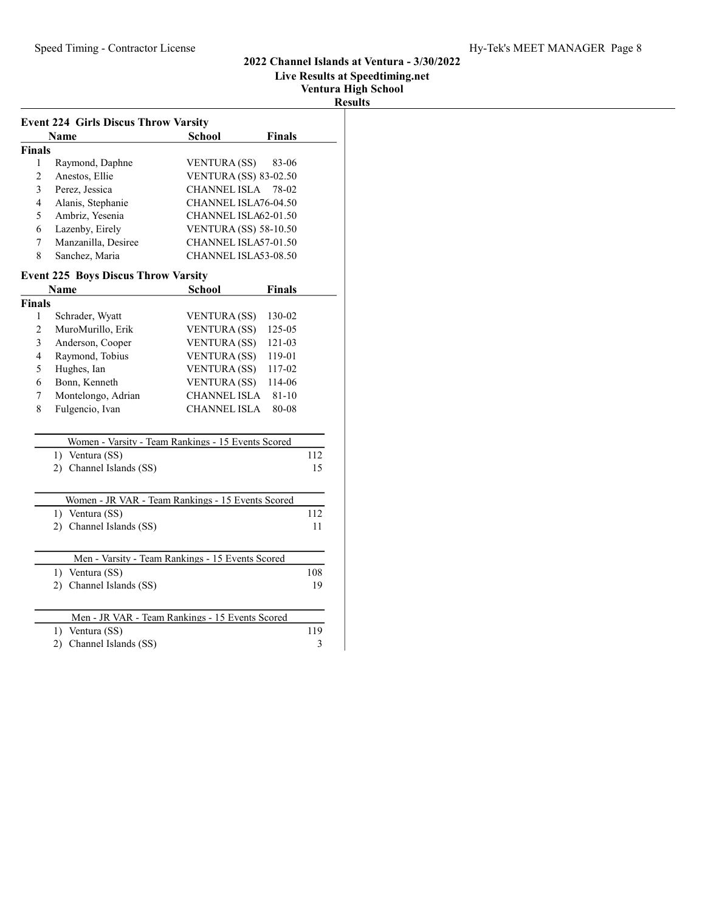## 2022 Channel Islands at Ventura - 3/30/2022

**Live Results at Speedtiming.net**

**Ventura High School**

**Results**

### Event 224 Girls Discus Throw Varsity

| | Name | School | Finals |
|---|---|---|---|
| **Finals** | | | |
| 1 | Raymond, Daphne | VENTURA (SS) | 83-06 |
| 2 | Anestos, Ellie | VENTURA (SS) | 83-02.50 |
| 3 | Perez, Jessica | CHANNEL ISLA | 78-02 |
| 4 | Alanis, Stephanie | CHANNEL ISLA | 76-04.50 |
| 5 | Ambriz, Yesenia | CHANNEL ISLA | 62-01.50 |
| 6 | Lazenby, Eirely | VENTURA (SS) | 58-10.50 |
| 7 | Manzanilla, Desiree | CHANNEL ISLA | 57-01.50 |
| 8 | Sanchez, Maria | CHANNEL ISLA | 53-08.50 |

### Event 225 Boys Discus Throw Varsity

| | Name | School | Finals |
|---|---|---|---|
| **Finals** | | | |
| 1 | Schrader, Wyatt | VENTURA (SS) | 130-02 |
| 2 | MuroMurillo, Erik | VENTURA (SS) | 125-05 |
| 3 | Anderson, Cooper | VENTURA (SS) | 121-03 |
| 4 | Raymond, Tobius | VENTURA (SS) | 119-01 |
| 5 | Hughes, Ian | VENTURA (SS) | 117-02 |
| 6 | Bonn, Kenneth | VENTURA (SS) | 114-06 |
| 7 | Montelongo, Adrian | CHANNEL ISLA | 81-10 |
| 8 | Fulgencio, Ivan | CHANNEL ISLA | 80-08 |

| Women - Varsity - Team Rankings - 15 Events Scored | |
|---|---|
| 1) Ventura (SS) | 112 |
| 2) Channel Islands (SS) | 15 |

| Women - JR VAR - Team Rankings - 15 Events Scored | |
|---|---|
| 1) Ventura (SS) | 112 |
| 2) Channel Islands (SS) | 11 |

| Men - Varsity - Team Rankings - 15 Events Scored | |
|---|---|
| 1) Ventura (SS) | 108 |
| 2) Channel Islands (SS) | 19 |

| Men - JR VAR - Team Rankings - 15 Events Scored | |
|---|---|
| 1) Ventura (SS) | 119 |
| 2) Channel Islands (SS) | 3 |